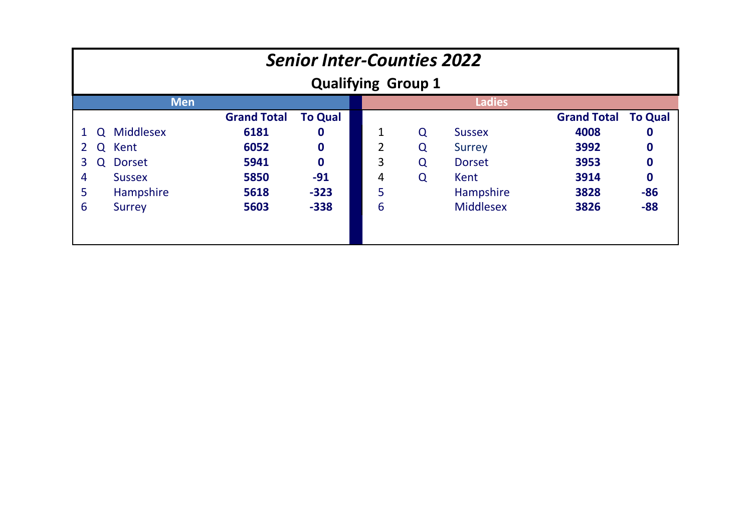# *Senior Inter-Counties 2022*

## Qualifying Group 1

**Men**

| | | | Grand Total | To Qual |
|---|---|---|---|---|
| 1 | Q | Middlesex | **6181** | **0** |
| 2 | Q | Kent | **6052** | **0** |
| 3 | Q | Dorset | **5941** | **0** |
| 4 | | Sussex | **5850** | **-91** |
| 5 | | Hampshire | **5618** | **-323** |
| 6 | | Surrey | **5603** | **-338** |

**Ladies**

| | | | Grand Total | To Qual |
|---|---|---|---|---|
| 1 | Q | Sussex | **4008** | **0** |
| 2 | Q | Surrey | **3992** | **0** |
| 3 | Q | Dorset | **3953** | **0** |
| 4 | Q | Kent | **3914** | **0** |
| 5 | | Hampshire | **3828** | **-86** |
| 6 | | Middlesex | **3826** | **-88** |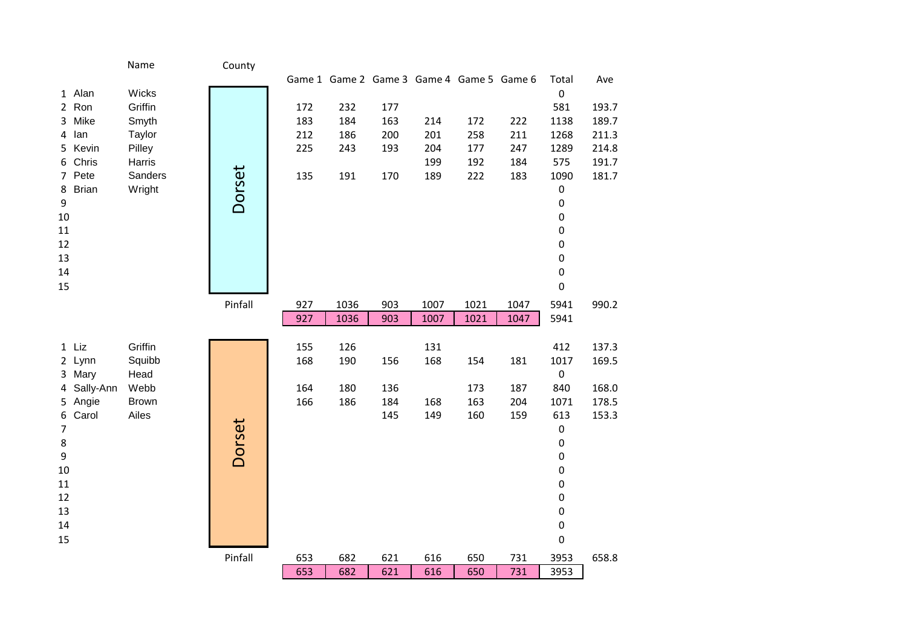| # | Name | | County | Game 1 | Game 2 | Game 3 | Game 4 | Game 5 | Game 6 | Total | Ave |
|---|---|---|---|---|---|---|---|---|---|---|---|
| 1 | Alan | Wicks | Dorset | | | | | | | 0 | |
| 2 | Ron | Griffin | | 172 | 232 | 177 | | | | 581 | 193.7 |
| 3 | Mike | Smyth | | 183 | 184 | 163 | 214 | 172 | 222 | 1138 | 189.7 |
| 4 | Ian | Taylor | | 212 | 186 | 200 | 201 | 258 | 211 | 1268 | 211.3 |
| 5 | Kevin | Pilley | | 225 | 243 | 193 | 204 | 177 | 247 | 1289 | 214.8 |
| 6 | Chris | Harris | | | | | 199 | 192 | 184 | 575 | 191.7 |
| 7 | Pete | Sanders | | 135 | 191 | 170 | 189 | 222 | 183 | 1090 | 181.7 |
| 8 | Brian | Wright | | | | | | | | 0 | |
| 9 | | | | | | | | | | 0 | |
| 10 | | | | | | | | | | 0 | |
| 11 | | | | | | | | | | 0 | |
| 12 | | | | | | | | | | 0 | |
| 13 | | | | | | | | | | 0 | |
| 14 | | | | | | | | | | 0 | |
| 15 | | | | | | | | | | 0 | |
| | | | Pinfall | 927 | 1036 | 903 | 1007 | 1021 | 1047 | 5941 | 990.2 |
| | | | | 927 | 1036 | 903 | 1007 | 1021 | 1047 | 5941 | |

| # | Name | | County | Game 1 | Game 2 | Game 3 | Game 4 | Game 5 | Game 6 | Total | Ave |
|---|---|---|---|---|---|---|---|---|---|---|---|
| 1 | Liz | Griffin | Dorset | 155 | 126 | | 131 | | | 412 | 137.3 |
| 2 | Lynn | Squibb | | 168 | 190 | 156 | 168 | 154 | 181 | 1017 | 169.5 |
| 3 | Mary | Head | | | | | | | | 0 | |
| 4 | Sally-Ann | Webb | | 164 | 180 | 136 | | 173 | 187 | 840 | 168.0 |
| 5 | Angie | Brown | | 166 | 186 | 184 | 168 | 163 | 204 | 1071 | 178.5 |
| 6 | Carol | Ailes | | | | 145 | 149 | 160 | 159 | 613 | 153.3 |
| 7 | | | | | | | | | | 0 | |
| 8 | | | | | | | | | | 0 | |
| 9 | | | | | | | | | | 0 | |
| 10 | | | | | | | | | | 0 | |
| 11 | | | | | | | | | | 0 | |
| 12 | | | | | | | | | | 0 | |
| 13 | | | | | | | | | | 0 | |
| 14 | | | | | | | | | | 0 | |
| 15 | | | | | | | | | | 0 | |
| | | | Pinfall | 653 | 682 | 621 | 616 | 650 | 731 | 3953 | 658.8 |
| | | | | 653 | 682 | 621 | 616 | 650 | 731 | 3953 | |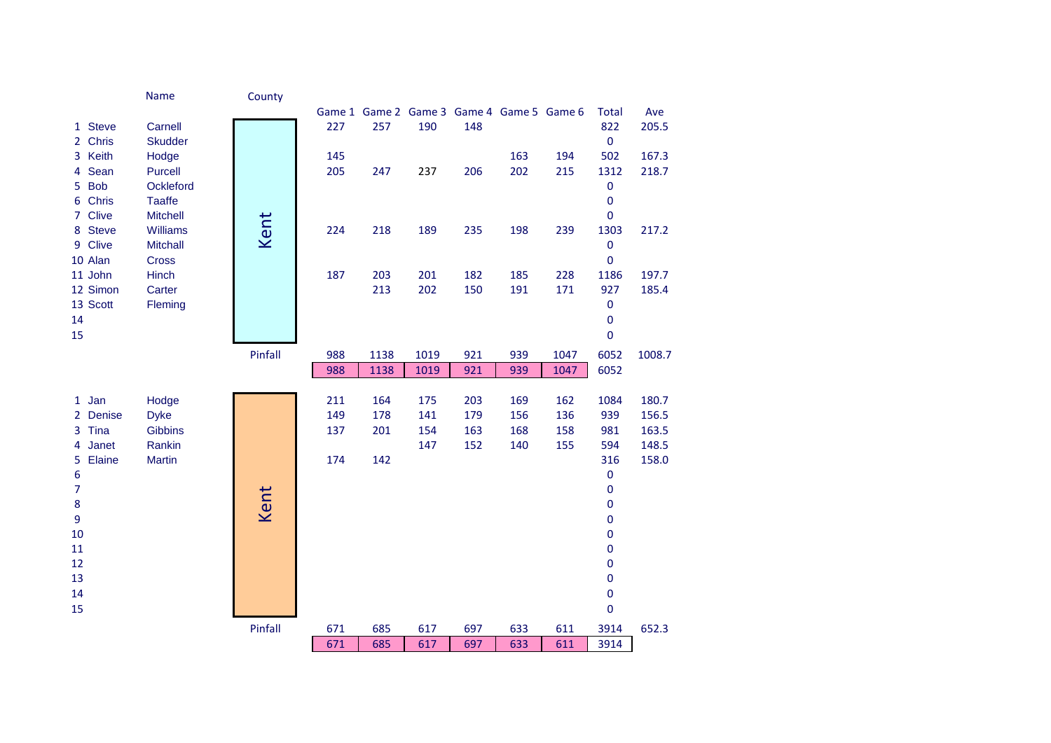| | | Name | County | Game 1 | Game 2 | Game 3 | Game 4 | Game 5 | Game 6 | Total | Ave |
|---|---|---|---|---|---|---|---|---|---|---|---|
| 1 | Steve | Carnell | Kent | 227 | 257 | 190 | 148 | | | 822 | 205.5 |
| 2 | Chris | Skudder | | | | | | | | 0 | |
| 3 | Keith | Hodge | | 145 | | | | 163 | 194 | 502 | 167.3 |
| 4 | Sean | Purcell | | 205 | 247 | 237 | 206 | 202 | 215 | 1312 | 218.7 |
| 5 | Bob | Ockleford | | | | | | | | 0 | |
| 6 | Chris | Taaffe | | | | | | | | 0 | |
| 7 | Clive | Mitchell | | | | | | | | 0 | |
| 8 | Steve | Williams | | 224 | 218 | 189 | 235 | 198 | 239 | 1303 | 217.2 |
| 9 | Clive | Mitchall | | | | | | | | 0 | |
| 10 | Alan | Cross | | | | | | | | 0 | |
| 11 | John | Hinch | | 187 | 203 | 201 | 182 | 185 | 228 | 1186 | 197.7 |
| 12 | Simon | Carter | | | 213 | 202 | 150 | 191 | 171 | 927 | 185.4 |
| 13 | Scott | Fleming | | | | | | | | 0 | |
| 14 | | | | | | | | | | 0 | |
| 15 | | | | | | | | | | 0 | |
| | | | Pinfall | 988 | 1138 | 1019 | 921 | 939 | 1047 | 6052 | 1008.7 |
| | | | | 988 | 1138 | 1019 | 921 | 939 | 1047 | 6052 | |

| | | Name | County | Game 1 | Game 2 | Game 3 | Game 4 | Game 5 | Game 6 | Total | Ave |
|---|---|---|---|---|---|---|---|---|---|---|---|
| 1 | Jan | Hodge | Kent | 211 | 164 | 175 | 203 | 169 | 162 | 1084 | 180.7 |
| 2 | Denise | Dyke | | 149 | 178 | 141 | 179 | 156 | 136 | 939 | 156.5 |
| 3 | Tina | Gibbins | | 137 | 201 | 154 | 163 | 168 | 158 | 981 | 163.5 |
| 4 | Janet | Rankin | | | | 147 | 152 | 140 | 155 | 594 | 148.5 |
| 5 | Elaine | Martin | | 174 | 142 | | | | | 316 | 158.0 |
| 6 | | | | | | | | | | 0 | |
| 7 | | | | | | | | | | 0 | |
| 8 | | | | | | | | | | 0 | |
| 9 | | | | | | | | | | 0 | |
| 10 | | | | | | | | | | 0 | |
| 11 | | | | | | | | | | 0 | |
| 12 | | | | | | | | | | 0 | |
| 13 | | | | | | | | | | 0 | |
| 14 | | | | | | | | | | 0 | |
| 15 | | | | | | | | | | 0 | |
| | | | Pinfall | 671 | 685 | 617 | 697 | 633 | 611 | 3914 | 652.3 |
| | | | | 671 | 685 | 617 | 697 | 633 | 611 | 3914 | |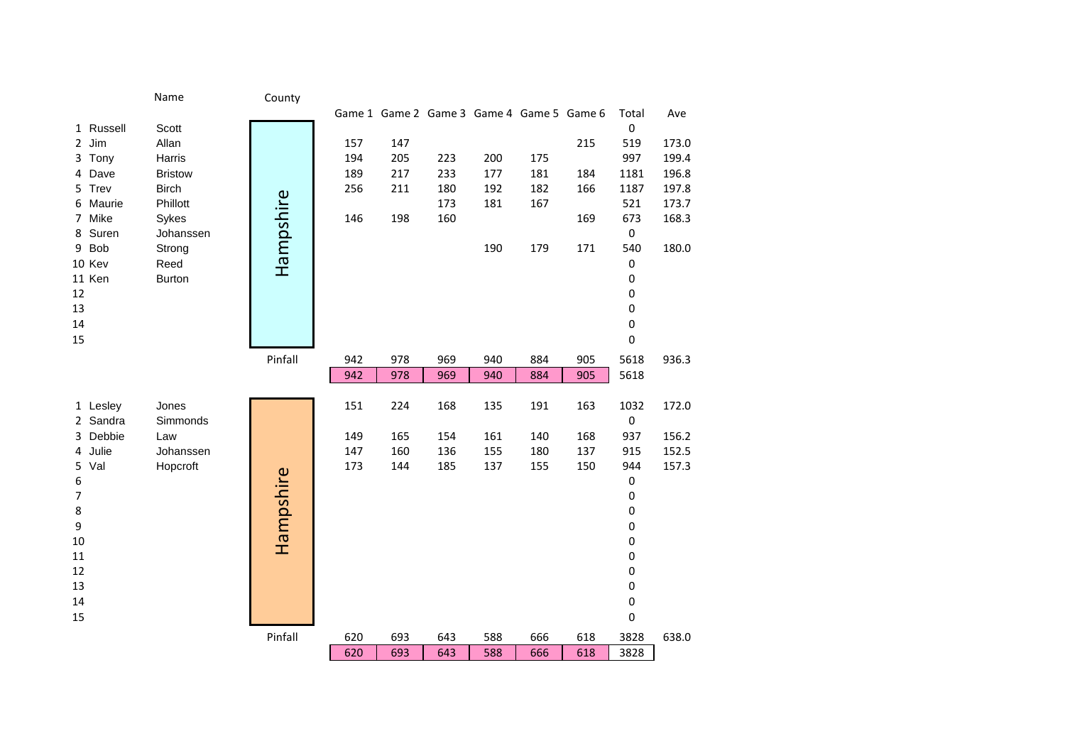| | | Name | County | Game 1 | Game 2 | Game 3 | Game 4 | Game 5 | Game 6 | Total | Ave |
|---|---|---|---|---|---|---|---|---|---|---|---|
| 1 | Russell | Scott | Hampshire | | | | | | | 0 | |
| 2 | Jim | Allan | | 157 | 147 | | | | 215 | 519 | 173.0 |
| 3 | Tony | Harris | | 194 | 205 | 223 | 200 | 175 | | 997 | 199.4 |
| 4 | Dave | Bristow | | 189 | 217 | 233 | 177 | 181 | 184 | 1181 | 196.8 |
| 5 | Trev | Birch | | 256 | 211 | 180 | 192 | 182 | 166 | 1187 | 197.8 |
| 6 | Maurie | Phillott | | | | 173 | 181 | 167 | | 521 | 173.7 |
| 7 | Mike | Sykes | | 146 | 198 | 160 | | | 169 | 673 | 168.3 |
| 8 | Suren | Johanssen | | | | | | | | 0 | |
| 9 | Bob | Strong | | | | | 190 | 179 | 171 | 540 | 180.0 |
| 10 | Kev | Reed | | | | | | | | 0 | |
| 11 | Ken | Burton | | | | | | | | 0 | |
| 12 | | | | | | | | | | 0 | |
| 13 | | | | | | | | | | 0 | |
| 14 | | | | | | | | | | 0 | |
| 15 | | | | | | | | | | 0 | |
| | | | Pinfall | 942 | 978 | 969 | 940 | 884 | 905 | 5618 | 936.3 |
| | | | | 942 | 978 | 969 | 940 | 884 | 905 | 5618 | |

| | | Name | County | Game 1 | Game 2 | Game 3 | Game 4 | Game 5 | Game 6 | Total | Ave |
|---|---|---|---|---|---|---|---|---|---|---|---|
| 1 | Lesley | Jones | Hampshire | 151 | 224 | 168 | 135 | 191 | 163 | 1032 | 172.0 |
| 2 | Sandra | Simmonds | | | | | | | | 0 | |
| 3 | Debbie | Law | | 149 | 165 | 154 | 161 | 140 | 168 | 937 | 156.2 |
| 4 | Julie | Johanssen | | 147 | 160 | 136 | 155 | 180 | 137 | 915 | 152.5 |
| 5 | Val | Hopcroft | | 173 | 144 | 185 | 137 | 155 | 150 | 944 | 157.3 |
| 6 | | | | | | | | | | 0 | |
| 7 | | | | | | | | | | 0 | |
| 8 | | | | | | | | | | 0 | |
| 9 | | | | | | | | | | 0 | |
| 10 | | | | | | | | | | 0 | |
| 11 | | | | | | | | | | 0 | |
| 12 | | | | | | | | | | 0 | |
| 13 | | | | | | | | | | 0 | |
| 14 | | | | | | | | | | 0 | |
| 15 | | | | | | | | | | 0 | |
| | | | Pinfall | 620 | 693 | 643 | 588 | 666 | 618 | 3828 | 638.0 |
| | | | | 620 | 693 | 643 | 588 | 666 | 618 | 3828 | |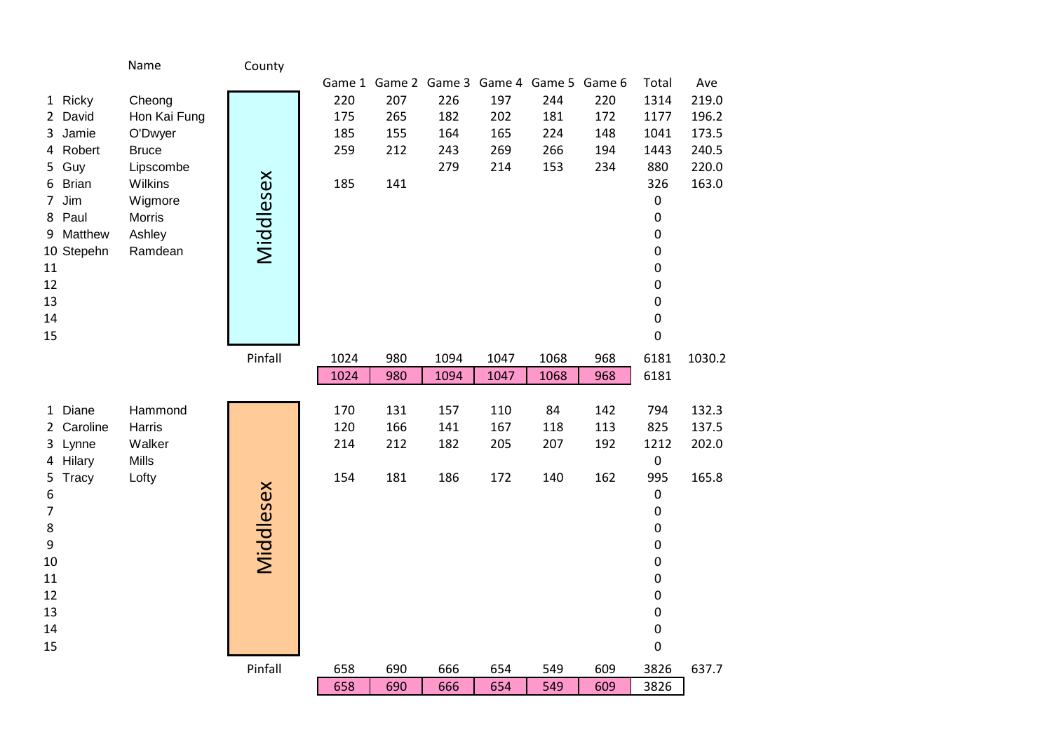| # | First | Name | County | Game 1 | Game 2 | Game 3 | Game 4 | Game 5 | Game 6 | Total | Ave |
|---|---|---|---|---|---|---|---|---|---|---|---|
| 1 | Ricky | Cheong | Middlesex | 220 | 207 | 226 | 197 | 244 | 220 | 1314 | 219.0 |
| 2 | David | Hon Kai Fung | | 175 | 265 | 182 | 202 | 181 | 172 | 1177 | 196.2 |
| 3 | Jamie | O'Dwyer | | 185 | 155 | 164 | 165 | 224 | 148 | 1041 | 173.5 |
| 4 | Robert | Bruce | | 259 | 212 | 243 | 269 | 266 | 194 | 1443 | 240.5 |
| 5 | Guy | Lipscombe | | | | 279 | 214 | 153 | 234 | 880 | 220.0 |
| 6 | Brian | Wilkins | | 185 | 141 | | | | | 326 | 163.0 |
| 7 | Jim | Wigmore | | | | | | | | 0 | |
| 8 | Paul | Morris | | | | | | | | 0 | |
| 9 | Matthew | Ashley | | | | | | | | 0 | |
| 10 | Stepehn | Ramdean | | | | | | | | 0 | |
| 11 | | | | | | | | | | 0 | |
| 12 | | | | | | | | | | 0 | |
| 13 | | | | | | | | | | 0 | |
| 14 | | | | | | | | | | 0 | |
| 15 | | | | | | | | | | 0 | |
| | | | Pinfall | 1024 | 980 | 1094 | 1047 | 1068 | 968 | 6181 | 1030.2 |
| | | | | 1024 | 980 | 1094 | 1047 | 1068 | 968 | 6181 | |

| # | First | Name | County | Game 1 | Game 2 | Game 3 | Game 4 | Game 5 | Game 6 | Total | Ave |
|---|---|---|---|---|---|---|---|---|---|---|---|
| 1 | Diane | Hammond | Middlesex | 170 | 131 | 157 | 110 | 84 | 142 | 794 | 132.3 |
| 2 | Caroline | Harris | | 120 | 166 | 141 | 167 | 118 | 113 | 825 | 137.5 |
| 3 | Lynne | Walker | | 214 | 212 | 182 | 205 | 207 | 192 | 1212 | 202.0 |
| 4 | Hilary | Mills | | | | | | | | 0 | |
| 5 | Tracy | Lofty | | 154 | 181 | 186 | 172 | 140 | 162 | 995 | 165.8 |
| 6 | | | | | | | | | | 0 | |
| 7 | | | | | | | | | | 0 | |
| 8 | | | | | | | | | | 0 | |
| 9 | | | | | | | | | | 0 | |
| 10 | | | | | | | | | | 0 | |
| 11 | | | | | | | | | | 0 | |
| 12 | | | | | | | | | | 0 | |
| 13 | | | | | | | | | | 0 | |
| 14 | | | | | | | | | | 0 | |
| 15 | | | | | | | | | | 0 | |
| | | | Pinfall | 658 | 690 | 666 | 654 | 549 | 609 | 3826 | 637.7 |
| | | | | 658 | 690 | 666 | 654 | 549 | 609 | 3826 | |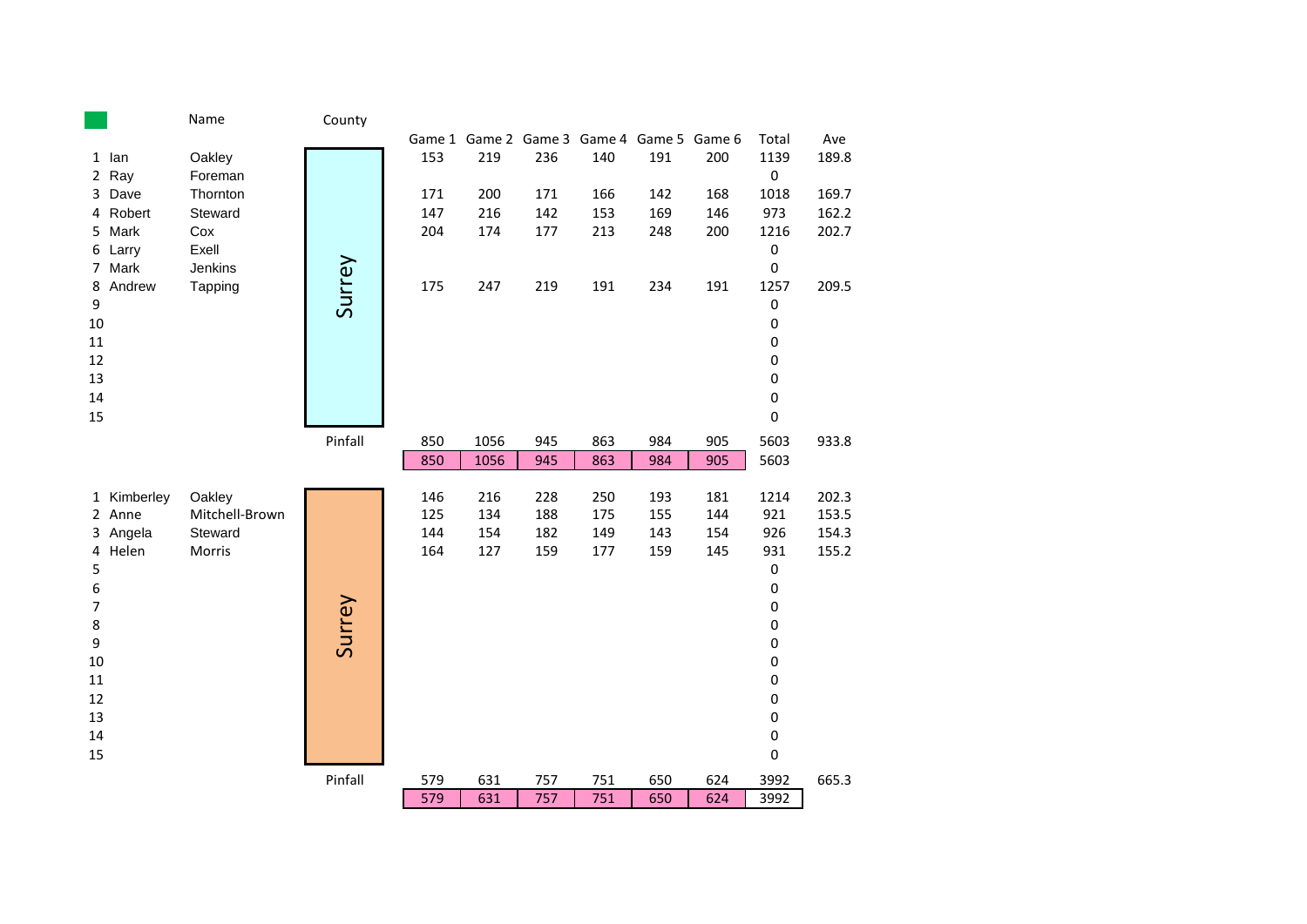| | | Name | County | Game 1 | Game 2 | Game 3 | Game 4 | Game 5 | Game 6 | Total | Ave |
|---|---|---|---|---|---|---|---|---|---|---|---|
| 1 | Ian | Oakley | Surrey | 153 | 219 | 236 | 140 | 191 | 200 | 1139 | 189.8 |
| 2 | Ray | Foreman | | | | | | | | 0 | |
| 3 | Dave | Thornton | | 171 | 200 | 171 | 166 | 142 | 168 | 1018 | 169.7 |
| 4 | Robert | Steward | | 147 | 216 | 142 | 153 | 169 | 146 | 973 | 162.2 |
| 5 | Mark | Cox | | 204 | 174 | 177 | 213 | 248 | 200 | 1216 | 202.7 |
| 6 | Larry | Exell | | | | | | | | 0 | |
| 7 | Mark | Jenkins | | | | | | | | 0 | |
| 8 | Andrew | Tapping | | 175 | 247 | 219 | 191 | 234 | 191 | 1257 | 209.5 |
| 9 | | | | | | | | | | 0 | |
| 10 | | | | | | | | | | 0 | |
| 11 | | | | | | | | | | 0 | |
| 12 | | | | | | | | | | 0 | |
| 13 | | | | | | | | | | 0 | |
| 14 | | | | | | | | | | 0 | |
| 15 | | | | | | | | | | 0 | |
| | | | Pinfall | 850 | 1056 | 945 | 863 | 984 | 905 | 5603 | 933.8 |
| | | | | 850 | 1056 | 945 | 863 | 984 | 905 | 5603 | |

| | | Name | County | Game 1 | Game 2 | Game 3 | Game 4 | Game 5 | Game 6 | Total | Ave |
|---|---|---|---|---|---|---|---|---|---|---|---|
| 1 | Kimberley | Oakley | Surrey | 146 | 216 | 228 | 250 | 193 | 181 | 1214 | 202.3 |
| 2 | Anne | Mitchell-Brown | | 125 | 134 | 188 | 175 | 155 | 144 | 921 | 153.5 |
| 3 | Angela | Steward | | 144 | 154 | 182 | 149 | 143 | 154 | 926 | 154.3 |
| 4 | Helen | Morris | | 164 | 127 | 159 | 177 | 159 | 145 | 931 | 155.2 |
| 5 | | | | | | | | | | 0 | |
| 6 | | | | | | | | | | 0 | |
| 7 | | | | | | | | | | 0 | |
| 8 | | | | | | | | | | 0 | |
| 9 | | | | | | | | | | 0 | |
| 10 | | | | | | | | | | 0 | |
| 11 | | | | | | | | | | 0 | |
| 12 | | | | | | | | | | 0 | |
| 13 | | | | | | | | | | 0 | |
| 14 | | | | | | | | | | 0 | |
| 15 | | | | | | | | | | 0 | |
| | | | Pinfall | 579 | 631 | 757 | 751 | 650 | 624 | 3992 | 665.3 |
| | | | | 579 | 631 | 757 | 751 | 650 | 624 | 3992 | |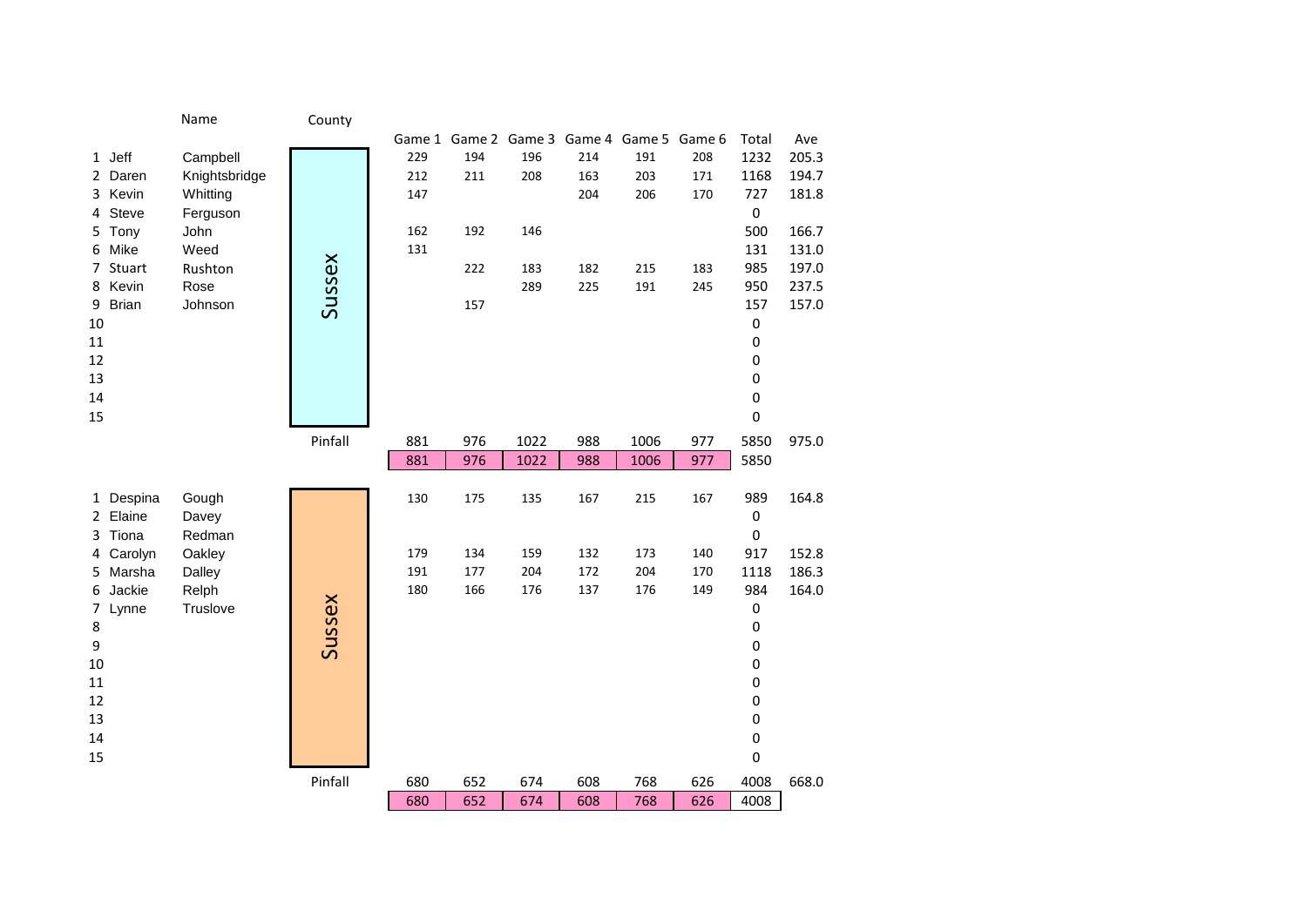| | | Name | County | Game 1 | Game 2 | Game 3 | Game 4 | Game 5 | Game 6 | Total | Ave |
|---|---|---|---|---|---|---|---|---|---|---|---|
| 1 | Jeff | Campbell | Sussex | 229 | 194 | 196 | 214 | 191 | 208 | 1232 | 205.3 |
| 2 | Daren | Knightsbridge | | 212 | 211 | 208 | 163 | 203 | 171 | 1168 | 194.7 |
| 3 | Kevin | Whitting | | 147 | | | 204 | 206 | 170 | 727 | 181.8 |
| 4 | Steve | Ferguson | | | | | | | | 0 | |
| 5 | Tony | John | | 162 | 192 | 146 | | | | 500 | 166.7 |
| 6 | Mike | Weed | | 131 | | | | | | 131 | 131.0 |
| 7 | Stuart | Rushton | | | 222 | 183 | 182 | 215 | 183 | 985 | 197.0 |
| 8 | Kevin | Rose | | | | 289 | 225 | 191 | 245 | 950 | 237.5 |
| 9 | Brian | Johnson | | | 157 | | | | | 157 | 157.0 |
| 10 | | | | | | | | | | 0 | |
| 11 | | | | | | | | | | 0 | |
| 12 | | | | | | | | | | 0 | |
| 13 | | | | | | | | | | 0 | |
| 14 | | | | | | | | | | 0 | |
| 15 | | | | | | | | | | 0 | |
| | | | Pinfall | 881 | 976 | 1022 | 988 | 1006 | 977 | 5850 | 975.0 |
| | | | | 881 | 976 | 1022 | 988 | 1006 | 977 | 5850 | |

| | | Name | County | Game 1 | Game 2 | Game 3 | Game 4 | Game 5 | Game 6 | Total | Ave |
|---|---|---|---|---|---|---|---|---|---|---|---|
| 1 | Despina | Gough | Sussex | 130 | 175 | 135 | 167 | 215 | 167 | 989 | 164.8 |
| 2 | Elaine | Davey | | | | | | | | 0 | |
| 3 | Tiona | Redman | | | | | | | | 0 | |
| 4 | Carolyn | Oakley | | 179 | 134 | 159 | 132 | 173 | 140 | 917 | 152.8 |
| 5 | Marsha | Dalley | | 191 | 177 | 204 | 172 | 204 | 170 | 1118 | 186.3 |
| 6 | Jackie | Relph | | 180 | 166 | 176 | 137 | 176 | 149 | 984 | 164.0 |
| 7 | Lynne | Truslove | | | | | | | | 0 | |
| 8 | | | | | | | | | | 0 | |
| 9 | | | | | | | | | | 0 | |
| 10 | | | | | | | | | | 0 | |
| 11 | | | | | | | | | | 0 | |
| 12 | | | | | | | | | | 0 | |
| 13 | | | | | | | | | | 0 | |
| 14 | | | | | | | | | | 0 | |
| 15 | | | | | | | | | | 0 | |
| | | | Pinfall | 680 | 652 | 674 | 608 | 768 | 626 | 4008 | 668.0 |
| | | | | 680 | 652 | 674 | 608 | 768 | 626 | 4008 | |